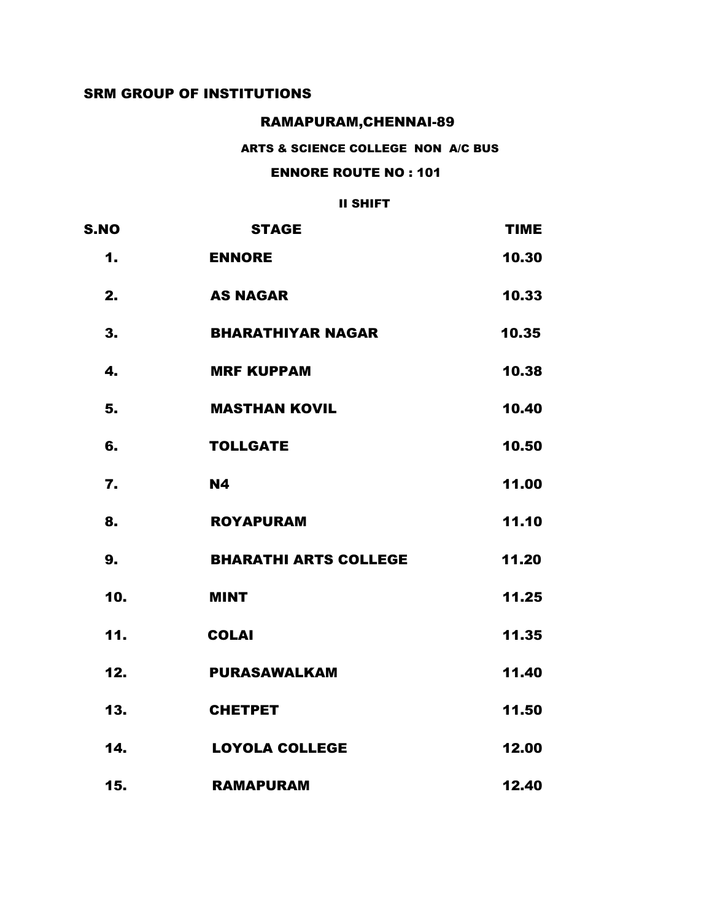**SRM GROUP OF INSTITUTIONS**

**RAMAPURAM,CHENNAI-89**

**ARTS & SCIENCE COLLEGE NON A/C BUS**

**ENNORE ROUTE NO : 101**

**II SHIFT**

| S.NO | STAGE | TIME |
|---|---|---|
| 1. | ENNORE | 10.30 |
| 2. | AS NAGAR | 10.33 |
| 3. | BHARATHIYAR NAGAR | 10.35 |
| 4. | MRF KUPPAM | 10.38 |
| 5. | MASTHAN KOVIL | 10.40 |
| 6. | TOLLGATE | 10.50 |
| 7. | N4 | 11.00 |
| 8. | ROYAPURAM | 11.10 |
| 9. | BHARATHI ARTS COLLEGE | 11.20 |
| 10. | MINT | 11.25 |
| 11. | COLAI | 11.35 |
| 12. | PURASAWALKAM | 11.40 |
| 13. | CHETPET | 11.50 |
| 14. | LOYOLA COLLEGE | 12.00 |
| 15. | RAMAPURAM | 12.40 |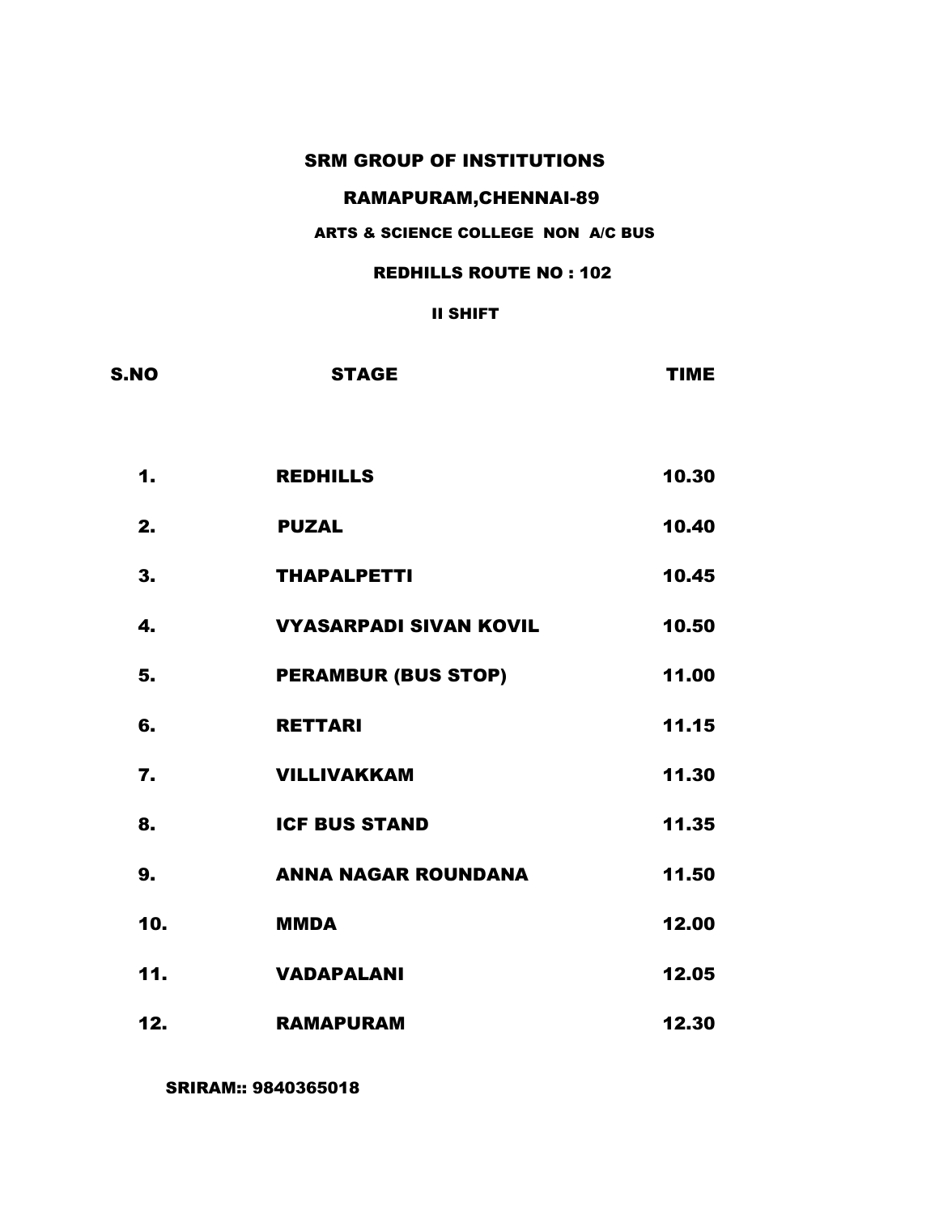# SRM GROUP OF INSTITUTIONS

## RAMAPURAM,CHENNAI-89

### ARTS & SCIENCE COLLEGE NON A/C BUS

### REDHILLS ROUTE NO : 102

#### II SHIFT

| S.NO | STAGE | TIME |
|---|---|---|
| 1. | REDHILLS | 10.30 |
| 2. | PUZAL | 10.40 |
| 3. | THAPALPETTI | 10.45 |
| 4. | VYASARPADI SIVAN KOVIL | 10.50 |
| 5. | PERAMBUR (BUS STOP) | 11.00 |
| 6. | RETTARI | 11.15 |
| 7. | VILLIVAKKAM | 11.30 |
| 8. | ICF BUS STAND | 11.35 |
| 9. | ANNA NAGAR ROUNDANA | 11.50 |
| 10. | MMDA | 12.00 |
| 11. | VADAPALANI | 12.05 |
| 12. | RAMAPURAM | 12.30 |

**SRIRAM:: 9840365018**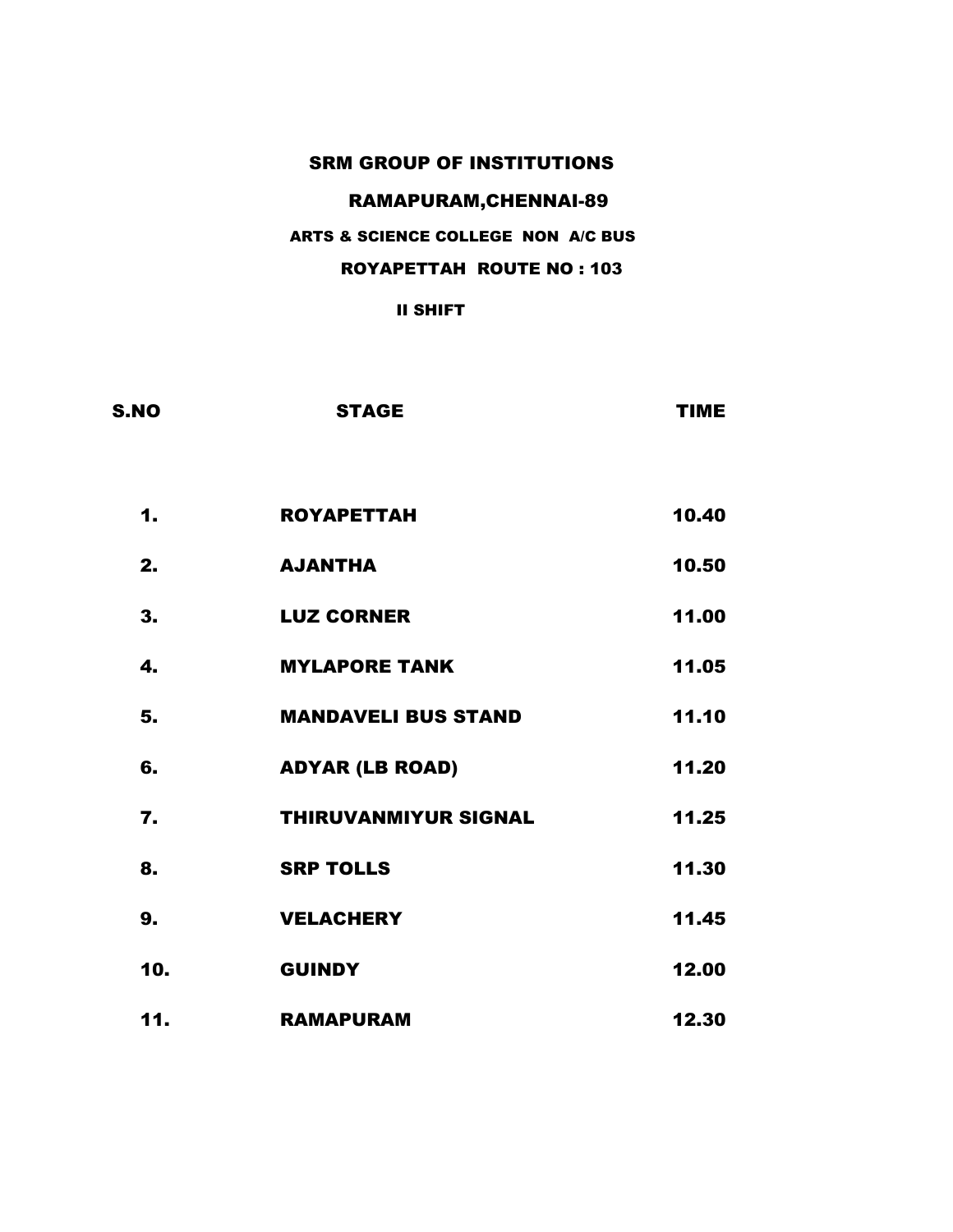# SRM GROUP OF INSTITUTIONS

## RAMAPURAM,CHENNAI-89

### ARTS & SCIENCE COLLEGE NON A/C BUS

### ROYAPETTAH ROUTE NO : 103

**II SHIFT**

| S.NO | STAGE | TIME |
|---|---|---|
| 1. | ROYAPETTAH | 10.40 |
| 2. | AJANTHA | 10.50 |
| 3. | LUZ CORNER | 11.00 |
| 4. | MYLAPORE TANK | 11.05 |
| 5. | MANDAVELI BUS STAND | 11.10 |
| 6. | ADYAR (LB ROAD) | 11.20 |
| 7. | THIRUVANMIYUR SIGNAL | 11.25 |
| 8. | SRP TOLLS | 11.30 |
| 9. | VELACHERY | 11.45 |
| 10. | GUINDY | 12.00 |
| 11. | RAMAPURAM | 12.30 |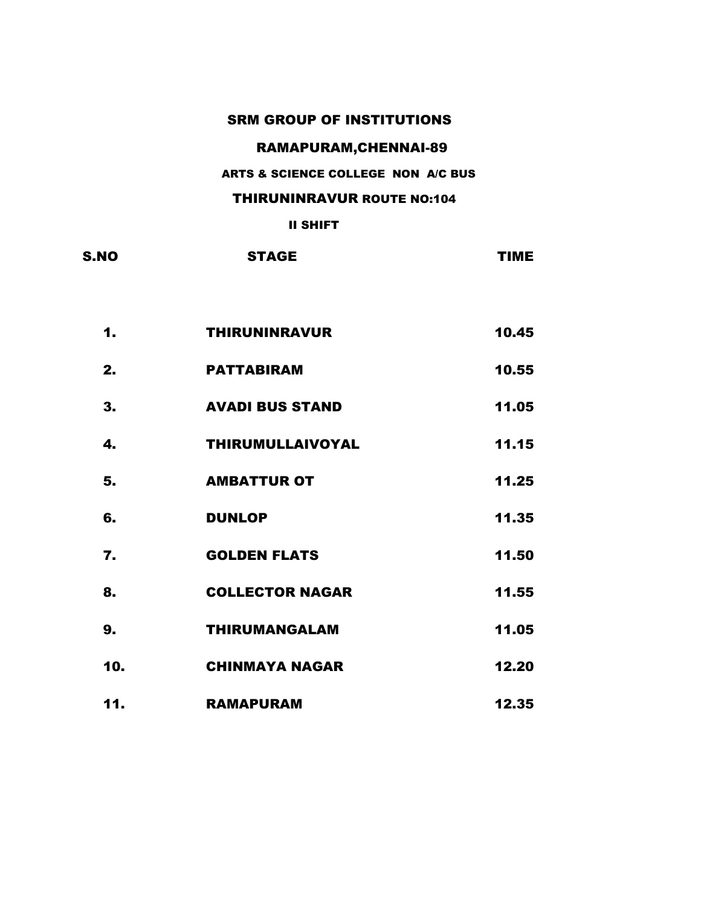# SRM GROUP OF INSTITUTIONS

## RAMAPURAM,CHENNAI-89

### ARTS & SCIENCE COLLEGE NON A/C BUS

### THIRUNINRAVUR ROUTE NO:104

#### II SHIFT

| S.NO | STAGE | TIME |
|---|---|---|
| 1. | THIRUNINRAVUR | 10.45 |
| 2. | PATTABIRAM | 10.55 |
| 3. | AVADI BUS STAND | 11.05 |
| 4. | THIRUMULLAIVOYAL | 11.15 |
| 5. | AMBATTUR OT | 11.25 |
| 6. | DUNLOP | 11.35 |
| 7. | GOLDEN FLATS | 11.50 |
| 8. | COLLECTOR NAGAR | 11.55 |
| 9. | THIRUMANGALAM | 11.05 |
| 10. | CHINMAYA NAGAR | 12.20 |
| 11. | RAMAPURAM | 12.35 |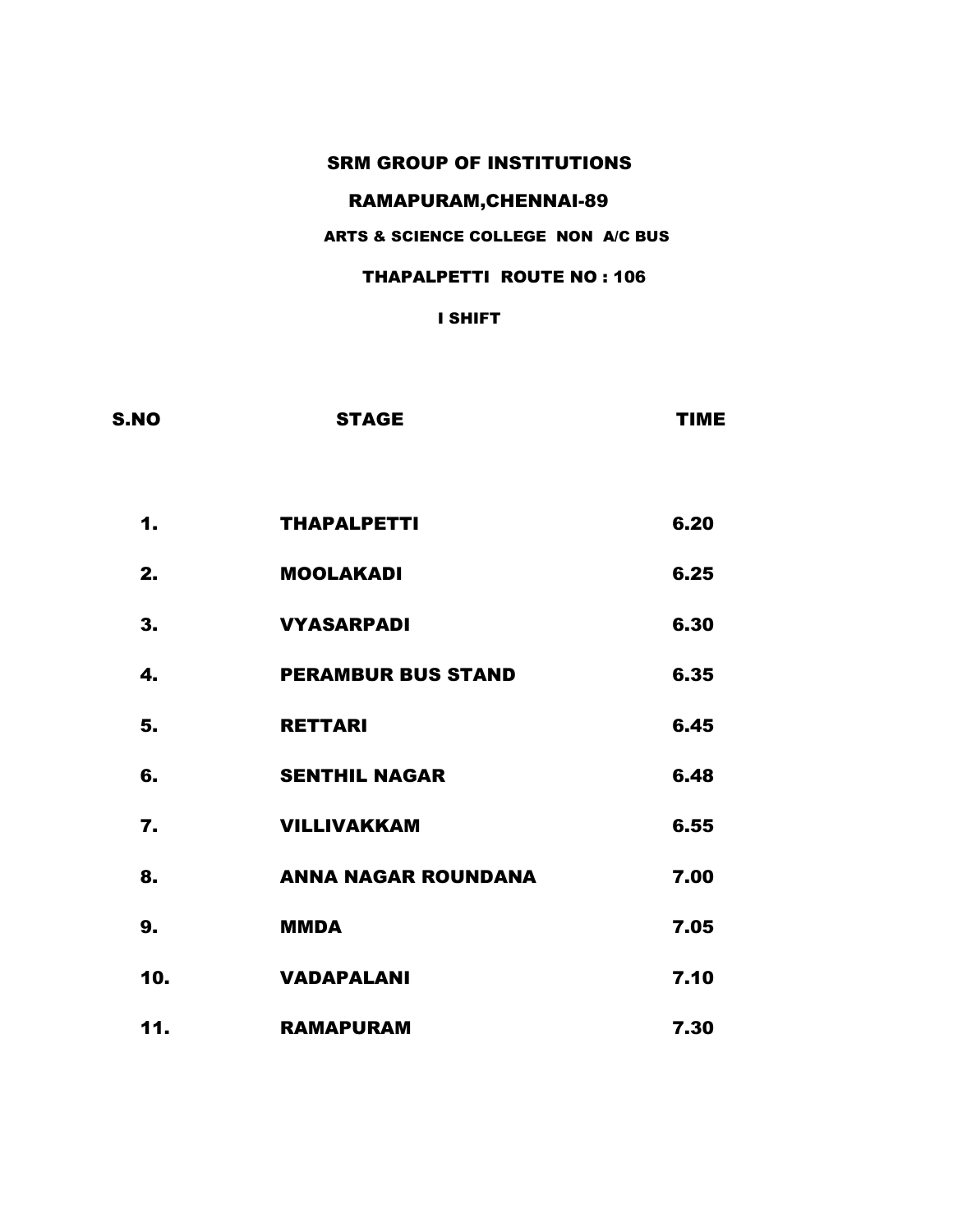# SRM GROUP OF INSTITUTIONS

## RAMAPURAM,CHENNAI-89

### ARTS & SCIENCE COLLEGE NON A/C BUS

### THAPALPETTI ROUTE NO : 106

#### I SHIFT

| S.NO | STAGE | TIME |
|---|---|---|
| 1. | THAPALPETTI | 6.20 |
| 2. | MOOLAKADI | 6.25 |
| 3. | VYASARPADI | 6.30 |
| 4. | PERAMBUR BUS STAND | 6.35 |
| 5. | RETTARI | 6.45 |
| 6. | SENTHIL NAGAR | 6.48 |
| 7. | VILLIVAKKAM | 6.55 |
| 8. | ANNA NAGAR ROUNDANA | 7.00 |
| 9. | MMDA | 7.05 |
| 10. | VADAPALANI | 7.10 |
| 11. | RAMAPURAM | 7.30 |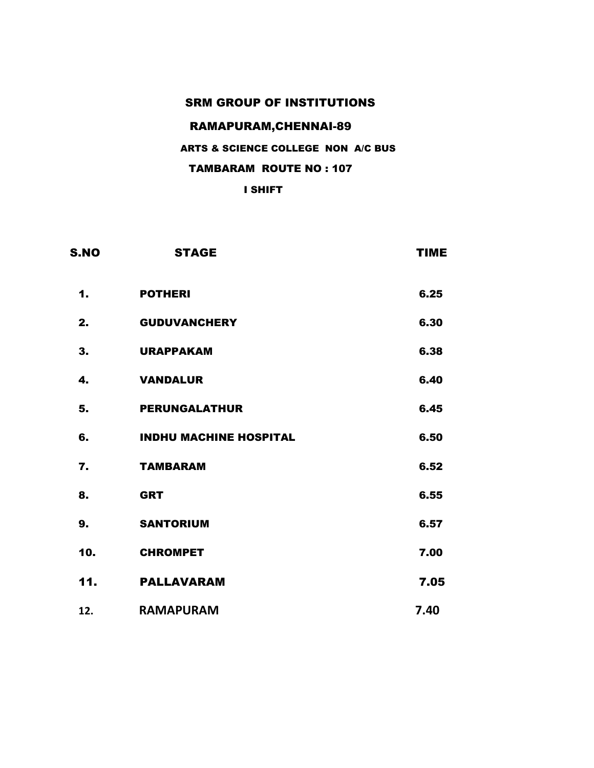## SRM GROUP OF INSTITUTIONS

## RAMAPURAM,CHENNAI-89

### ARTS & SCIENCE COLLEGE NON A/C BUS

### TAMBARAM ROUTE NO : 107

### I SHIFT

| S.NO | STAGE | TIME |
|---|---|---|
| 1. | POTHERI | 6.25 |
| 2. | GUDUVANCHERY | 6.30 |
| 3. | URAPPAKAM | 6.38 |
| 4. | VANDALUR | 6.40 |
| 5. | PERUNGALATHUR | 6.45 |
| 6. | INDHU MACHINE HOSPITAL | 6.50 |
| 7. | TAMBARAM | 6.52 |
| 8. | GRT | 6.55 |
| 9. | SANTORIUM | 6.57 |
| 10. | CHROMPET | 7.00 |
| 11. | PALLAVARAM | 7.05 |
| 12. | RAMAPURAM | 7.40 |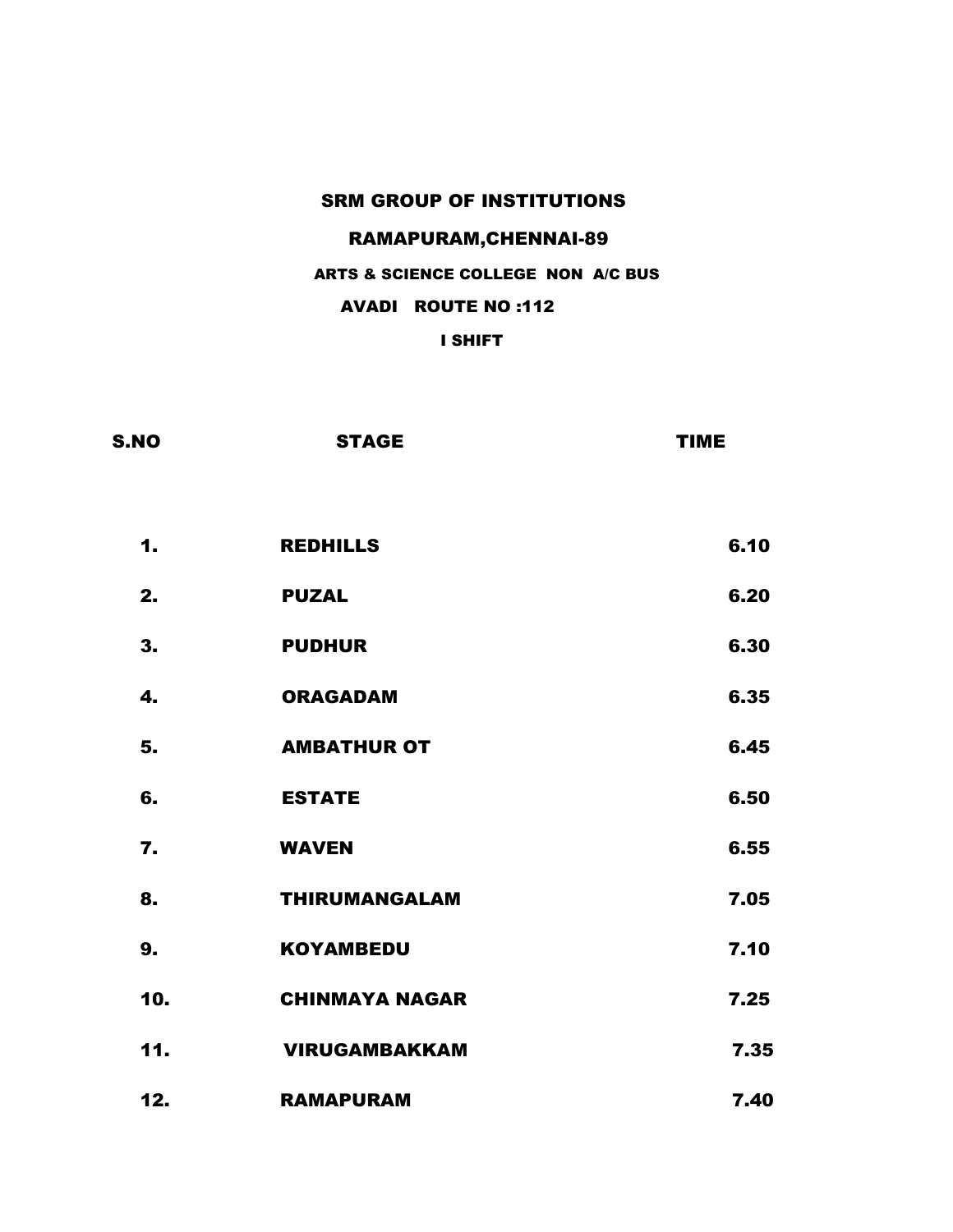# SRM GROUP OF INSTITUTIONS

## RAMAPURAM,CHENNAI-89

### ARTS & SCIENCE COLLEGE NON A/C BUS

### AVADI ROUTE NO :112

### I SHIFT

| S.NO | STAGE | TIME |
|---|---|---|
| 1. | REDHILLS | 6.10 |
| 2. | PUZAL | 6.20 |
| 3. | PUDHUR | 6.30 |
| 4. | ORAGADAM | 6.35 |
| 5. | AMBATHUR OT | 6.45 |
| 6. | ESTATE | 6.50 |
| 7. | WAVEN | 6.55 |
| 8. | THIRUMANGALAM | 7.05 |
| 9. | KOYAMBEDU | 7.10 |
| 10. | CHINMAYA NAGAR | 7.25 |
| 11. | VIRUGAMBAKKAM | 7.35 |
| 12. | RAMAPURAM | 7.40 |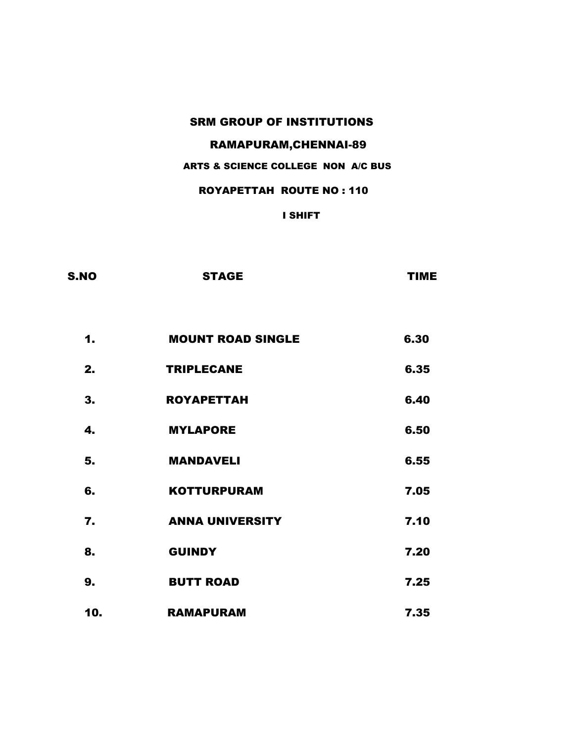# SRM GROUP OF INSTITUTIONS

## RAMAPURAM,CHENNAI-89

### ARTS & SCIENCE COLLEGE NON A/C BUS

### ROYAPETTAH ROUTE NO : 110

### I SHIFT

| S.NO | STAGE | TIME |
|---|---|---|
| 1. | MOUNT ROAD SINGLE | 6.30 |
| 2. | TRIPLECANE | 6.35 |
| 3. | ROYAPETTAH | 6.40 |
| 4. | MYLAPORE | 6.50 |
| 5. | MANDAVELI | 6.55 |
| 6. | KOTTURPURAM | 7.05 |
| 7. | ANNA UNIVERSITY | 7.10 |
| 8. | GUINDY | 7.20 |
| 9. | BUTT ROAD | 7.25 |
| 10. | RAMAPURAM | 7.35 |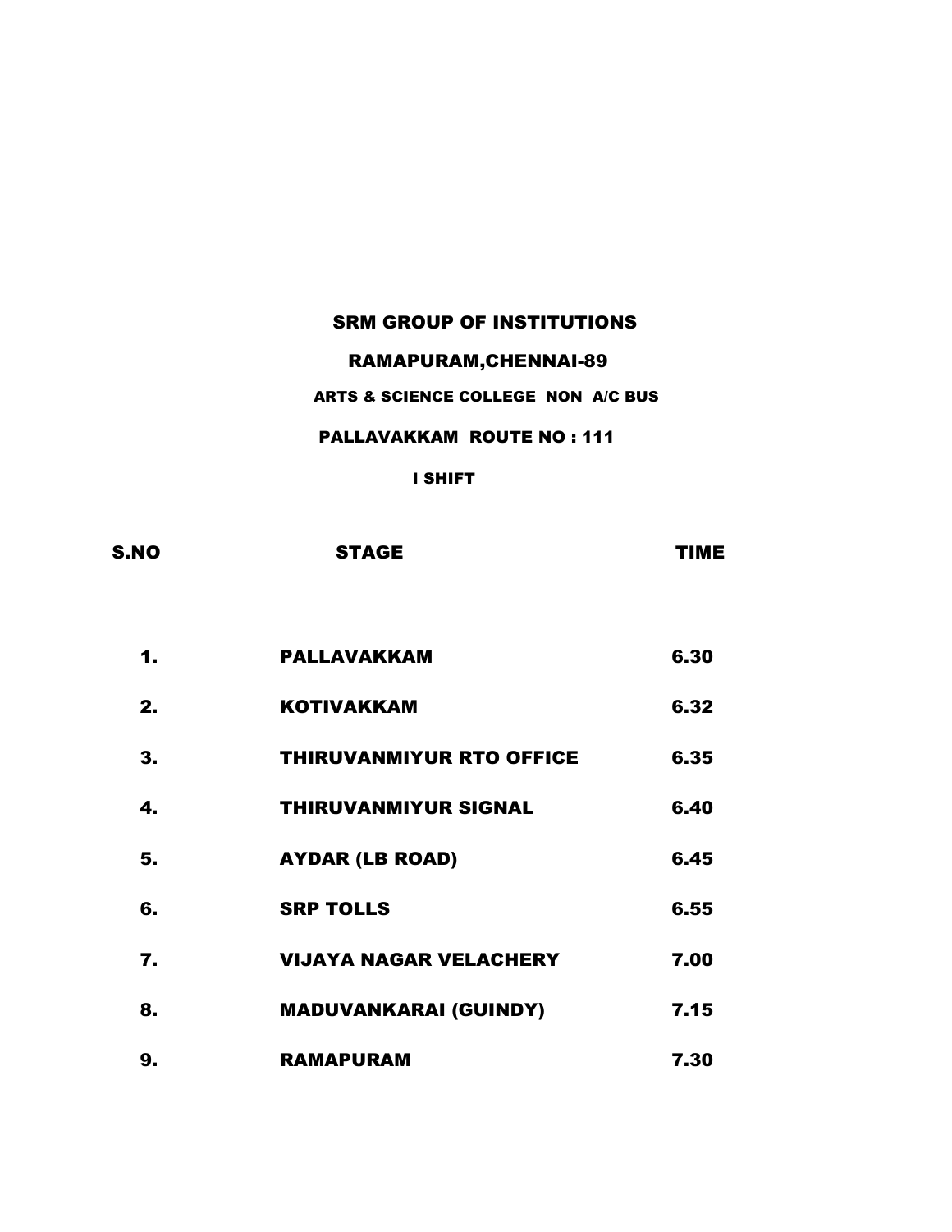# SRM GROUP OF INSTITUTIONS

## RAMAPURAM,CHENNAI-89

### ARTS & SCIENCE COLLEGE NON A/C BUS

### PALLAVAKKAM ROUTE NO : 111

### I SHIFT

| S.NO | STAGE | TIME |
|---|---|---|
| 1. | PALLAVAKKAM | 6.30 |
| 2. | KOTIVAKKAM | 6.32 |
| 3. | THIRUVANMIYUR RTO OFFICE | 6.35 |
| 4. | THIRUVANMIYUR SIGNAL | 6.40 |
| 5. | AYDAR (LB ROAD) | 6.45 |
| 6. | SRP TOLLS | 6.55 |
| 7. | VIJAYA NAGAR VELACHERY | 7.00 |
| 8. | MADUVANKARAI (GUINDY) | 7.15 |
| 9. | RAMAPURAM | 7.30 |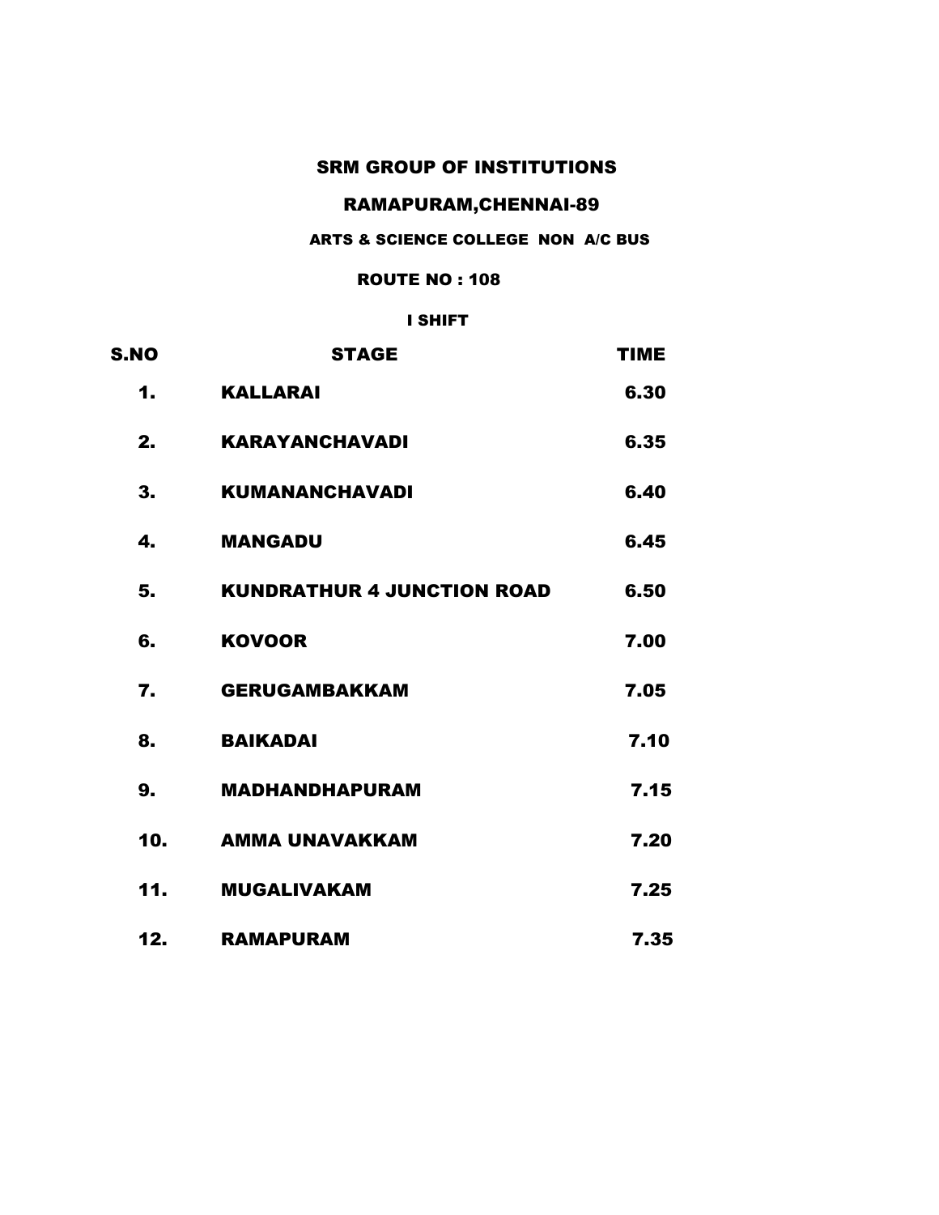# SRM GROUP OF INSTITUTIONS

## RAMAPURAM,CHENNAI-89

### ARTS & SCIENCE COLLEGE NON A/C BUS

**ROUTE NO : 108**

**I SHIFT**

| S.NO | STAGE | TIME |
|---|---|---|
| 1. | KALLARAI | 6.30 |
| 2. | KARAYANCHAVADI | 6.35 |
| 3. | KUMANANCHAVADI | 6.40 |
| 4. | MANGADU | 6.45 |
| 5. | KUNDRATHUR 4 JUNCTION ROAD | 6.50 |
| 6. | KOVOOR | 7.00 |
| 7. | GERUGAMBAKKAM | 7.05 |
| 8. | BAIKADAI | 7.10 |
| 9. | MADHANDHAPURAM | 7.15 |
| 10. | AMMA UNAVAKKAM | 7.20 |
| 11. | MUGALIVAKAM | 7.25 |
| 12. | RAMAPURAM | 7.35 |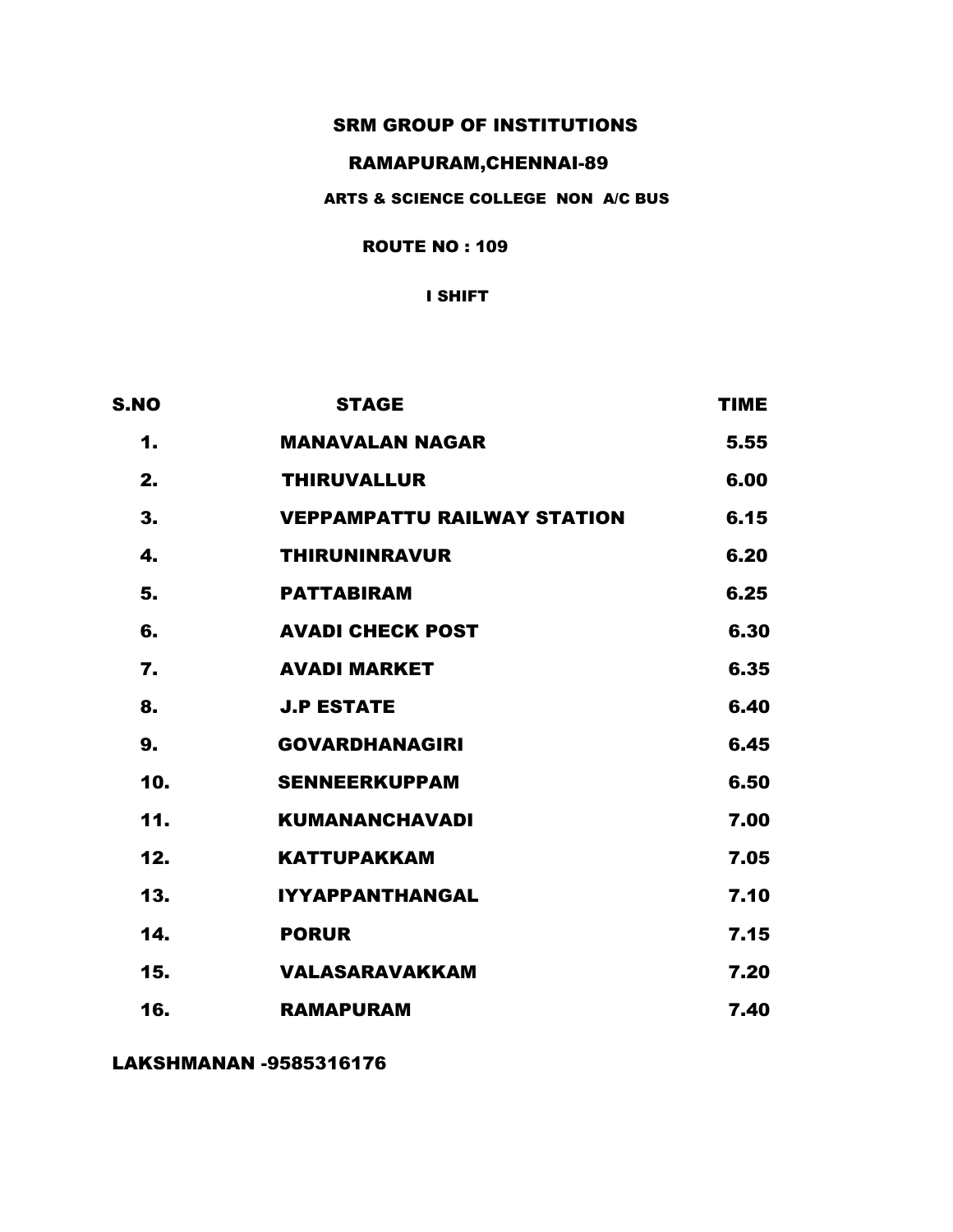# SRM GROUP OF INSTITUTIONS

## RAMAPURAM,CHENNAI-89

### ARTS & SCIENCE COLLEGE NON A/C BUS

**ROUTE NO : 109**

**I SHIFT**

| S.NO | STAGE | TIME |
|---|---|---|
| 1. | MANAVALAN NAGAR | 5.55 |
| 2. | THIRUVALLUR | 6.00 |
| 3. | VEPPAMPATTU RAILWAY STATION | 6.15 |
| 4. | THIRUNINRAVUR | 6.20 |
| 5. | PATTABIRAM | 6.25 |
| 6. | AVADI CHECK POST | 6.30 |
| 7. | AVADI MARKET | 6.35 |
| 8. | J.P ESTATE | 6.40 |
| 9. | GOVARDHANAGIRI | 6.45 |
| 10. | SENNEERKUPPAM | 6.50 |
| 11. | KUMANANCHAVADI | 7.00 |
| 12. | KATTUPAKKAM | 7.05 |
| 13. | IYYAPPANTHANGAL | 7.10 |
| 14. | PORUR | 7.15 |
| 15. | VALASARAVAKKAM | 7.20 |
| 16. | RAMAPURAM | 7.40 |

**LAKSHMANAN -9585316176**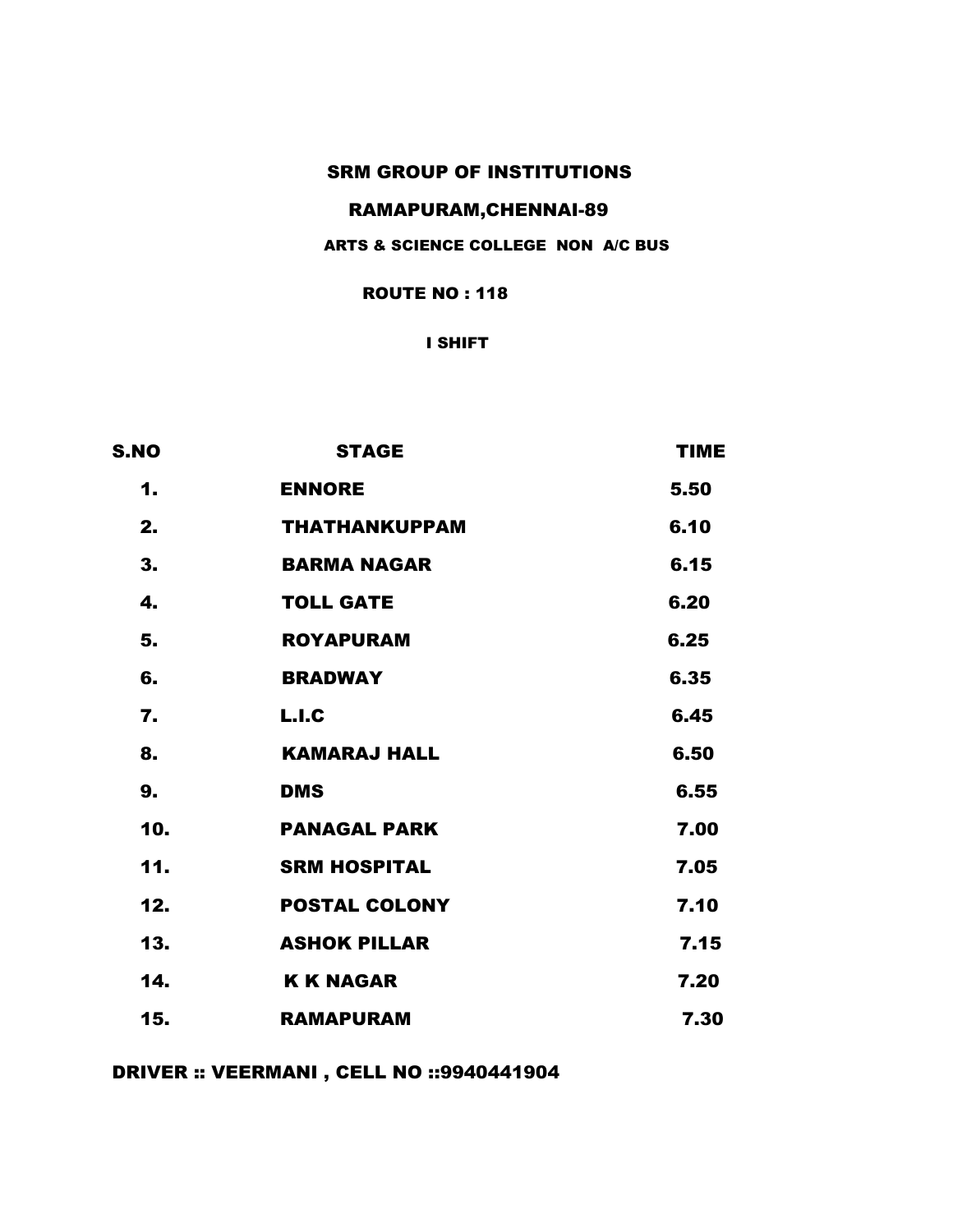# SRM GROUP OF INSTITUTIONS

## RAMAPURAM,CHENNAI-89

### ARTS & SCIENCE COLLEGE NON A/C BUS

**ROUTE NO : 118**

**I SHIFT**

| S.NO | STAGE | TIME |
|---|---|---|
| 1. | ENNORE | 5.50 |
| 2. | THATHANKUPPAM | 6.10 |
| 3. | BARMA NAGAR | 6.15 |
| 4. | TOLL GATE | 6.20 |
| 5. | ROYAPURAM | 6.25 |
| 6. | BRADWAY | 6.35 |
| 7. | L.I.C | 6.45 |
| 8. | KAMARAJ HALL | 6.50 |
| 9. | DMS | 6.55 |
| 10. | PANAGAL PARK | 7.00 |
| 11. | SRM HOSPITAL | 7.05 |
| 12. | POSTAL COLONY | 7.10 |
| 13. | ASHOK PILLAR | 7.15 |
| 14. | K K NAGAR | 7.20 |
| 15. | RAMAPURAM | 7.30 |

**DRIVER :: VEERMANI , CELL NO ::9940441904**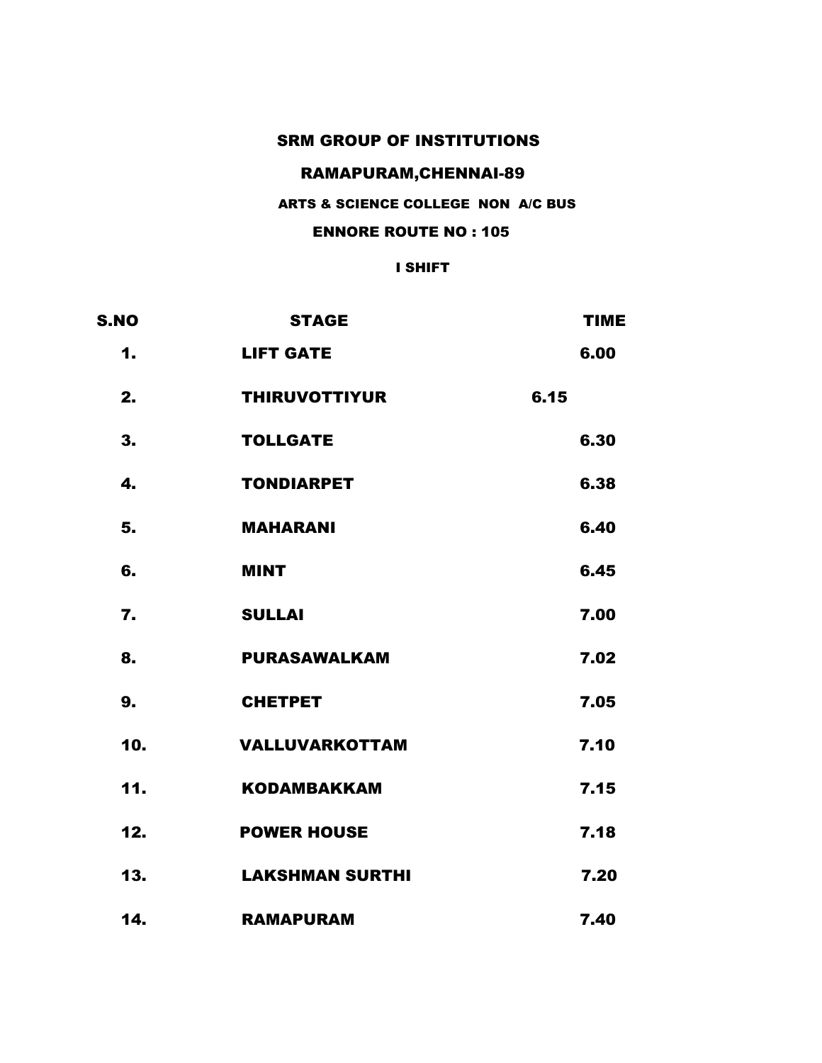# SRM GROUP OF INSTITUTIONS

## RAMAPURAM,CHENNAI-89

### ARTS & SCIENCE COLLEGE NON A/C BUS

### ENNORE ROUTE NO : 105

**I SHIFT**

| S.NO | STAGE | TIME |
|---|---|---|
| 1. | LIFT GATE | 6.00 |
| 2. | THIRUVOTTIYUR | 6.15 |
| 3. | TOLLGATE | 6.30 |
| 4. | TONDIARPET | 6.38 |
| 5. | MAHARANI | 6.40 |
| 6. | MINT | 6.45 |
| 7. | SULLAI | 7.00 |
| 8. | PURASAWALKAM | 7.02 |
| 9. | CHETPET | 7.05 |
| 10. | VALLUVARKOTTAM | 7.10 |
| 11. | KODAMBAKKAM | 7.15 |
| 12. | POWER HOUSE | 7.18 |
| 13. | LAKSHMAN SURTHI | 7.20 |
| 14. | RAMAPURAM | 7.40 |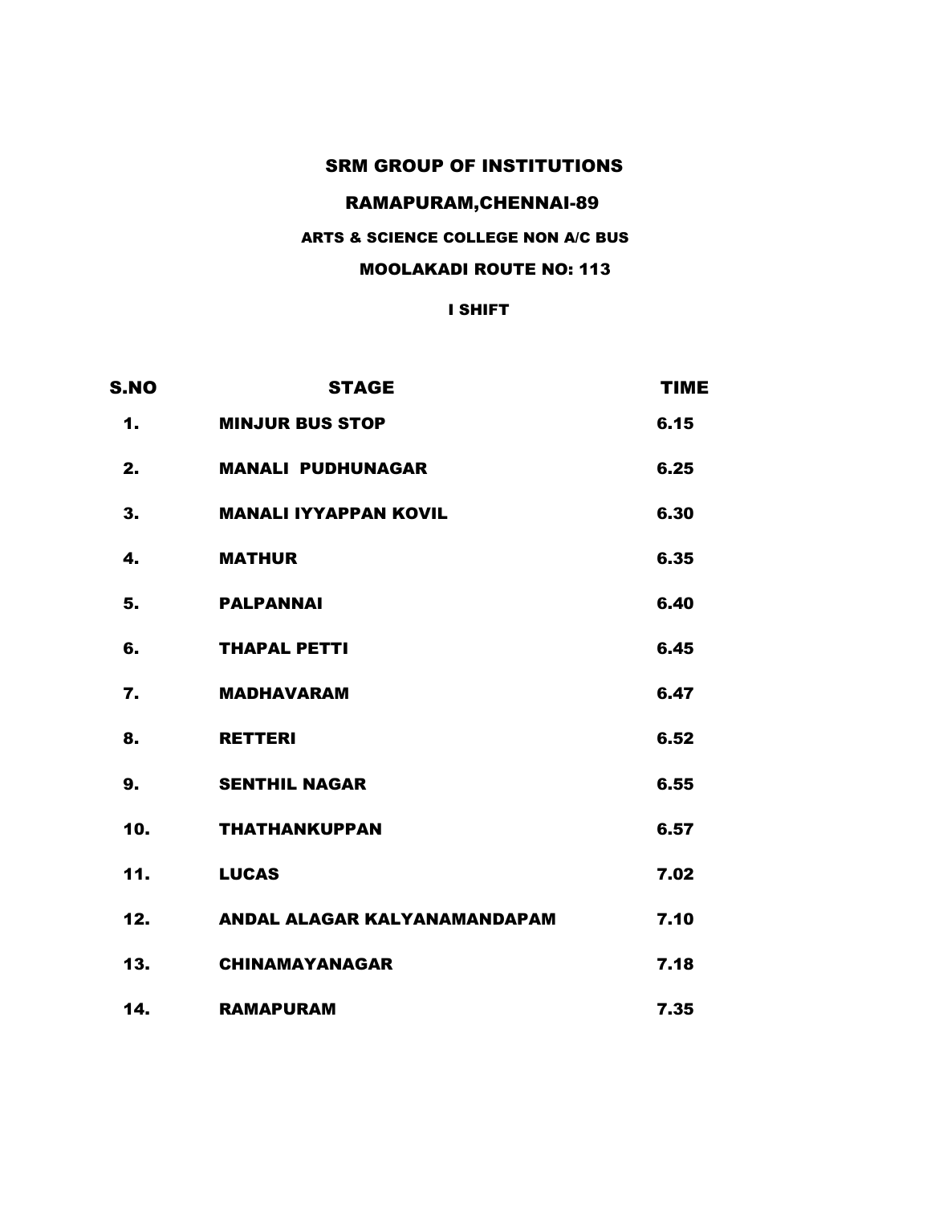# SRM GROUP OF INSTITUTIONS

## RAMAPURAM,CHENNAI-89

### ARTS & SCIENCE COLLEGE NON A/C BUS

### MOOLAKADI ROUTE NO: 113

**I SHIFT**

| S.NO | STAGE | TIME |
|---|---|---|
| 1. | MINJUR BUS STOP | 6.15 |
| 2. | MANALI PUDHUNAGAR | 6.25 |
| 3. | MANALI IYYAPPAN KOVIL | 6.30 |
| 4. | MATHUR | 6.35 |
| 5. | PALPANNAI | 6.40 |
| 6. | THAPAL PETTI | 6.45 |
| 7. | MADHAVARAM | 6.47 |
| 8. | RETTERI | 6.52 |
| 9. | SENTHIL NAGAR | 6.55 |
| 10. | THATHANKUPPAN | 6.57 |
| 11. | LUCAS | 7.02 |
| 12. | ANDAL ALAGAR KALYANAMANDAPAM | 7.10 |
| 13. | CHINAMAYANAGAR | 7.18 |
| 14. | RAMAPURAM | 7.35 |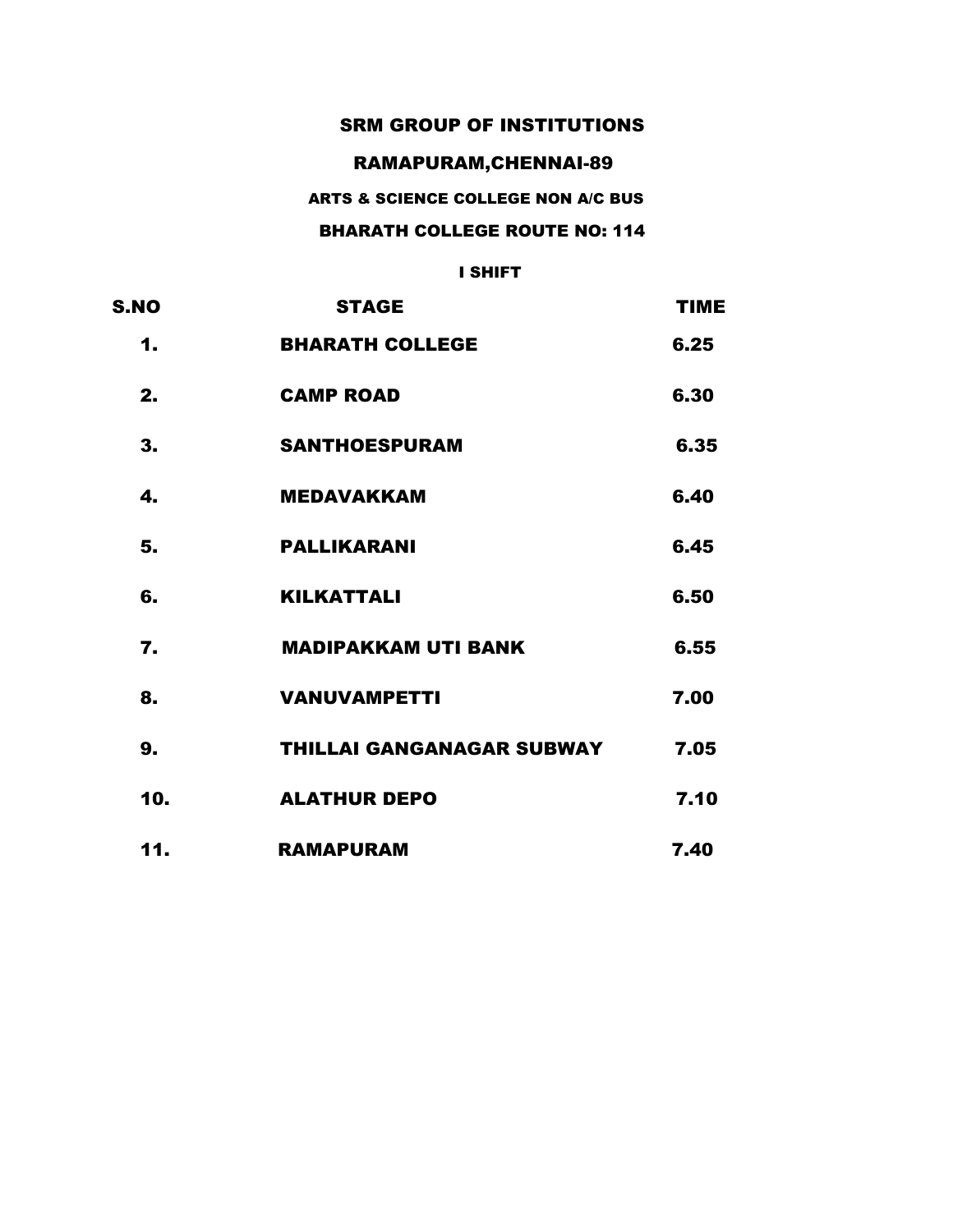# SRM GROUP OF INSTITUTIONS

## RAMAPURAM,CHENNAI-89

### ARTS & SCIENCE COLLEGE NON A/C BUS

### BHARATH COLLEGE ROUTE NO: 114

**I SHIFT**

| S.NO | STAGE | TIME |
|---|---|---|
| 1. | BHARATH COLLEGE | 6.25 |
| 2. | CAMP ROAD | 6.30 |
| 3. | SANTHOESPURAM | 6.35 |
| 4. | MEDAVAKKAM | 6.40 |
| 5. | PALLIKARANI | 6.45 |
| 6. | KILKATTALI | 6.50 |
| 7. | MADIPAKKAM UTI BANK | 6.55 |
| 8. | VANUVAMPETTI | 7.00 |
| 9. | THILLAI GANGANAGAR SUBWAY | 7.05 |
| 10. | ALATHUR DEPO | 7.10 |
| 11. | RAMAPURAM | 7.40 |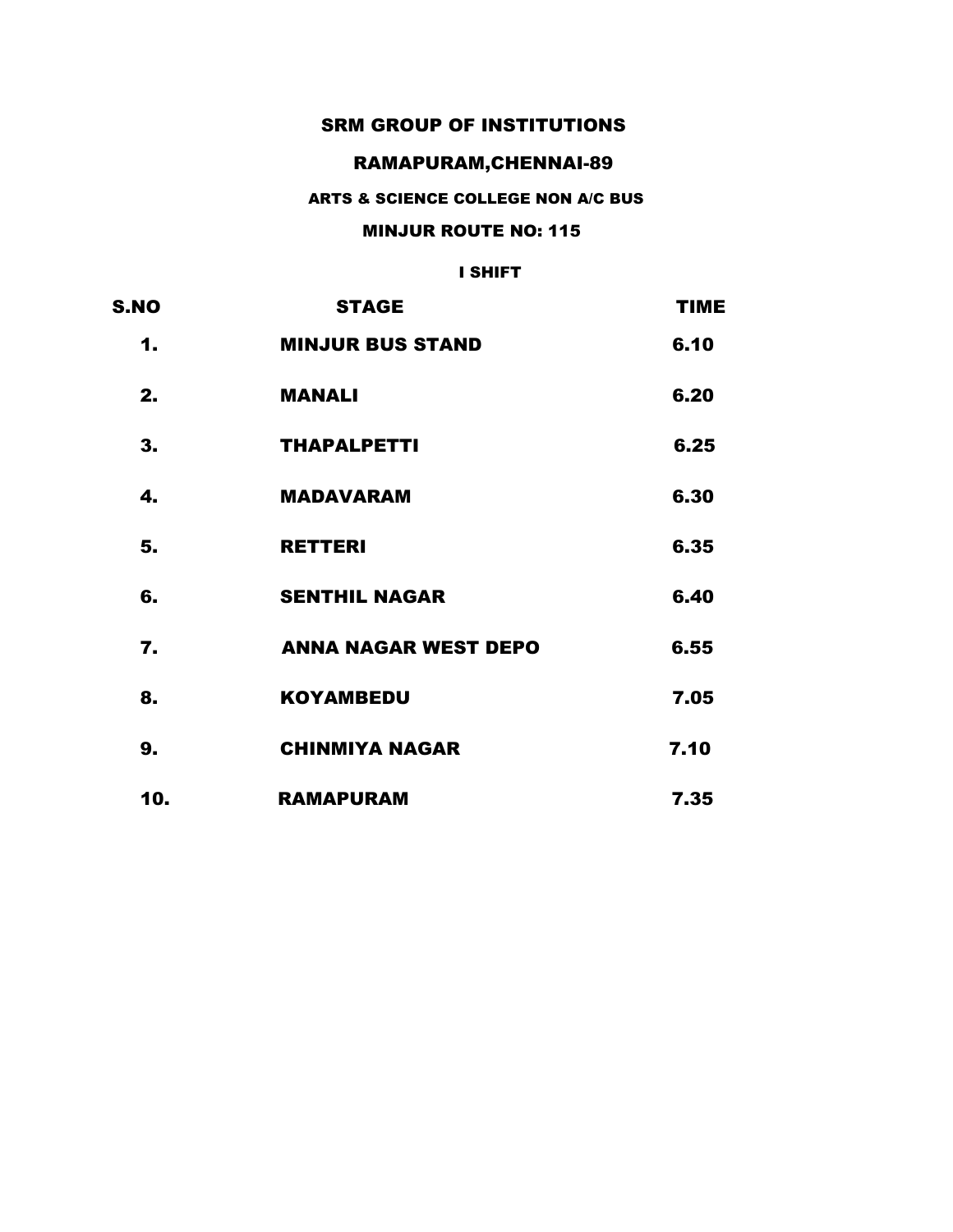# SRM GROUP OF INSTITUTIONS

## RAMAPURAM,CHENNAI-89

### ARTS & SCIENCE COLLEGE NON A/C BUS

### MINJUR ROUTE NO: 115

**I SHIFT**

| S.NO | STAGE | TIME |
|---|---|---|
| 1. | MINJUR BUS STAND | 6.10 |
| 2. | MANALI | 6.20 |
| 3. | THAPALPETTI | 6.25 |
| 4. | MADAVARAM | 6.30 |
| 5. | RETTERI | 6.35 |
| 6. | SENTHIL NAGAR | 6.40 |
| 7. | ANNA NAGAR WEST DEPO | 6.55 |
| 8. | KOYAMBEDU | 7.05 |
| 9. | CHINMIYA NAGAR | 7.10 |
| 10. | RAMAPURAM | 7.35 |